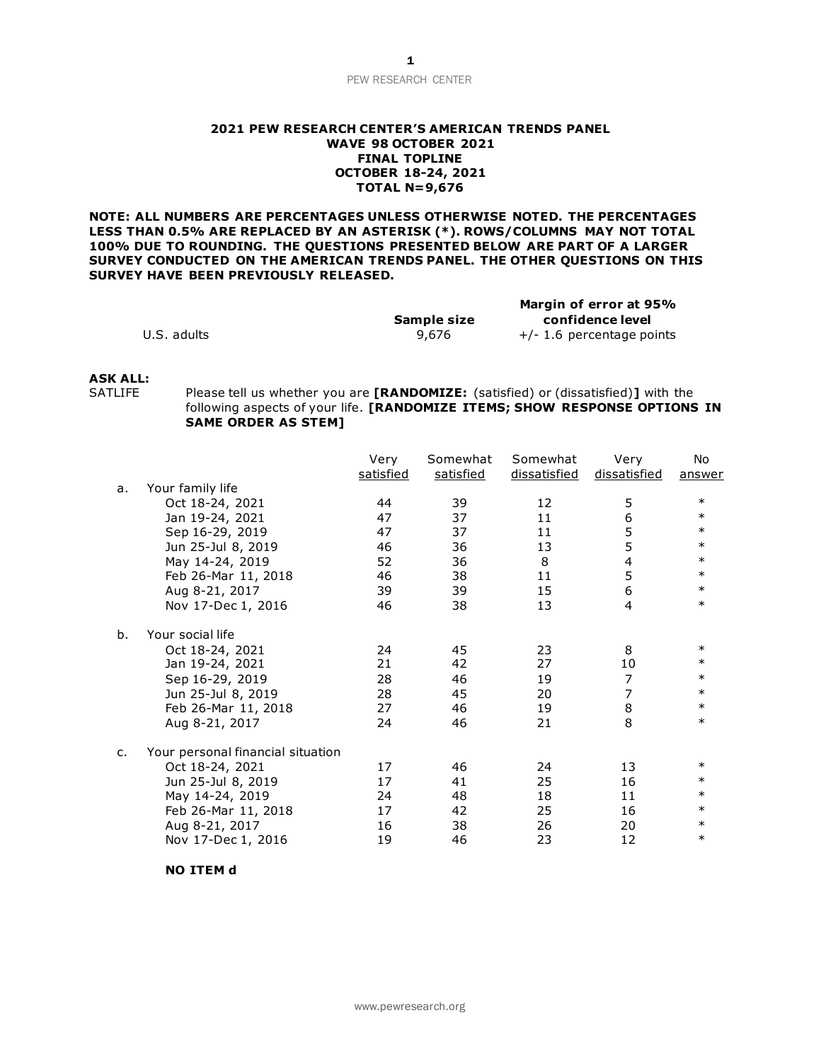**2021 PEW RESEARCH CENTER'S AMERICAN TRENDS PANEL**
**WAVE 98 OCTOBER 2021**
**FINAL TOPLINE**
**OCTOBER 18-24, 2021**
**TOTAL N=9,676**

**NOTE: ALL NUMBERS ARE PERCENTAGES UNLESS OTHERWISE NOTED. THE PERCENTAGES LESS THAN 0.5% ARE REPLACED BY AN ASTERISK (*). ROWS/COLUMNS MAY NOT TOTAL 100% DUE TO ROUNDING. THE QUESTIONS PRESENTED BELOW ARE PART OF A LARGER SURVEY CONDUCTED ON THE AMERICAN TRENDS PANEL. THE OTHER QUESTIONS ON THIS SURVEY HAVE BEEN PREVIOUSLY RELEASED.**

| | Sample size | Margin of error at 95% confidence level |
|---|---|---|
| U.S. adults | 9,676 | +/- 1.6 percentage points |

**ASK ALL:**
SATLIFE Please tell us whether you are **[RANDOMIZE:** (satisfied) or (dissatisfied)**]** with the following aspects of your life. **[RANDOMIZE ITEMS; SHOW RESPONSE OPTIONS IN SAME ORDER AS STEM]**

| | | Very satisfied | Somewhat satisfied | Somewhat dissatisfied | Very dissatisfied | No answer |
|---|---|---|---|---|---|---|
| a. | Your family life | | | | | |
| | Oct 18-24, 2021 | 44 | 39 | 12 | 5 | * |
| | Jan 19-24, 2021 | 47 | 37 | 11 | 6 | * |
| | Sep 16-29, 2019 | 47 | 37 | 11 | 5 | * |
| | Jun 25-Jul 8, 2019 | 46 | 36 | 13 | 5 | * |
| | May 14-24, 2019 | 52 | 36 | 8 | 4 | * |
| | Feb 26-Mar 11, 2018 | 46 | 38 | 11 | 5 | * |
| | Aug 8-21, 2017 | 39 | 39 | 15 | 6 | * |
| | Nov 17-Dec 1, 2016 | 46 | 38 | 13 | 4 | * |
| b. | Your social life | | | | | |
| | Oct 18-24, 2021 | 24 | 45 | 23 | 8 | * |
| | Jan 19-24, 2021 | 21 | 42 | 27 | 10 | * |
| | Sep 16-29, 2019 | 28 | 46 | 19 | 7 | * |
| | Jun 25-Jul 8, 2019 | 28 | 45 | 20 | 7 | * |
| | Feb 26-Mar 11, 2018 | 27 | 46 | 19 | 8 | * |
| | Aug 8-21, 2017 | 24 | 46 | 21 | 8 | * |
| c. | Your personal financial situation | | | | | |
| | Oct 18-24, 2021 | 17 | 46 | 24 | 13 | * |
| | Jun 25-Jul 8, 2019 | 17 | 41 | 25 | 16 | * |
| | May 14-24, 2019 | 24 | 48 | 18 | 11 | * |
| | Feb 26-Mar 11, 2018 | 17 | 42 | 25 | 16 | * |
| | Aug 8-21, 2017 | 16 | 38 | 26 | 20 | * |
| | Nov 17-Dec 1, 2016 | 19 | 46 | 23 | 12 | * |

**NO ITEM d**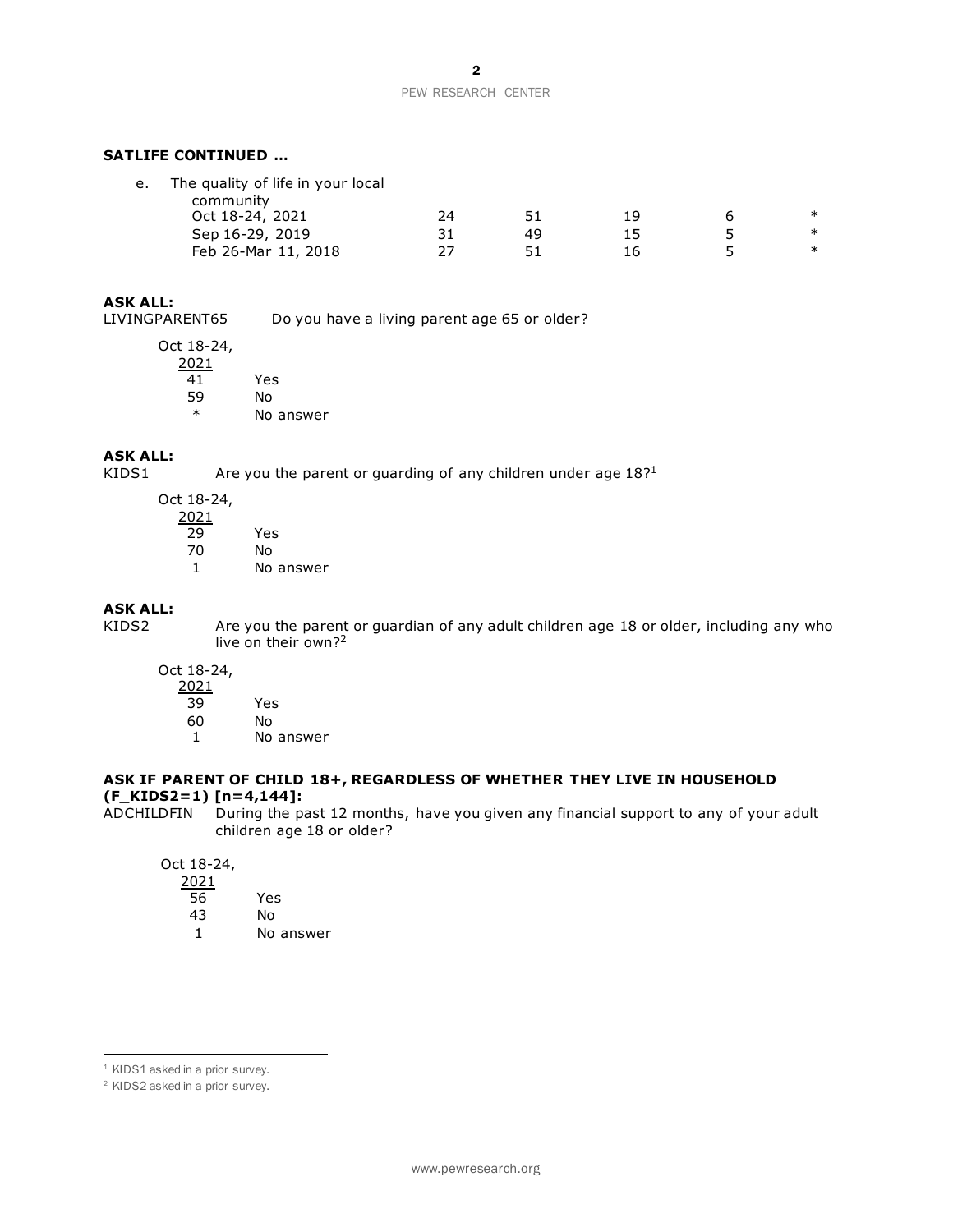**SATLIFE CONTINUED …**

| | | | | | |
|---|---|---|---|---|---|
| e. The quality of life in your local community | | | | | |
| Oct 18-24, 2021 | 24 | 51 | 19 | 6 | * |
| Sep 16-29, 2019 | 31 | 49 | 15 | 5 | * |
| Feb 26-Mar 11, 2018 | 27 | 51 | 16 | 5 | * |

**ASK ALL:**

LIVINGPARENT65 Do you have a living parent age 65 or older?

| Oct 18-24, 2021 | |
|---|---|
| 41 | Yes |
| 59 | No |
| * | No answer |

**ASK ALL:**

KIDS1 Are you the parent or guarding of any children under age 18?[1]

| Oct 18-24, 2021 | |
|---|---|
| 29 | Yes |
| 70 | No |
| 1 | No answer |

**ASK ALL:**

KIDS2 Are you the parent or guardian of any adult children age 18 or older, including any who live on their own?[2]

| Oct 18-24, 2021 | |
|---|---|
| 39 | Yes |
| 60 | No |
| 1 | No answer |

**ASK IF PARENT OF CHILD 18+, REGARDLESS OF WHETHER THEY LIVE IN HOUSEHOLD (F_KIDS2=1) [n=4,144]:**

ADCHILDFIN During the past 12 months, have you given any financial support to any of your adult children age 18 or older?

| Oct 18-24, 2021 | |
|---|---|
| 56 | Yes |
| 43 | No |
| 1 | No answer |

[1] KIDS1 asked in a prior survey.

[2] KIDS2 asked in a prior survey.